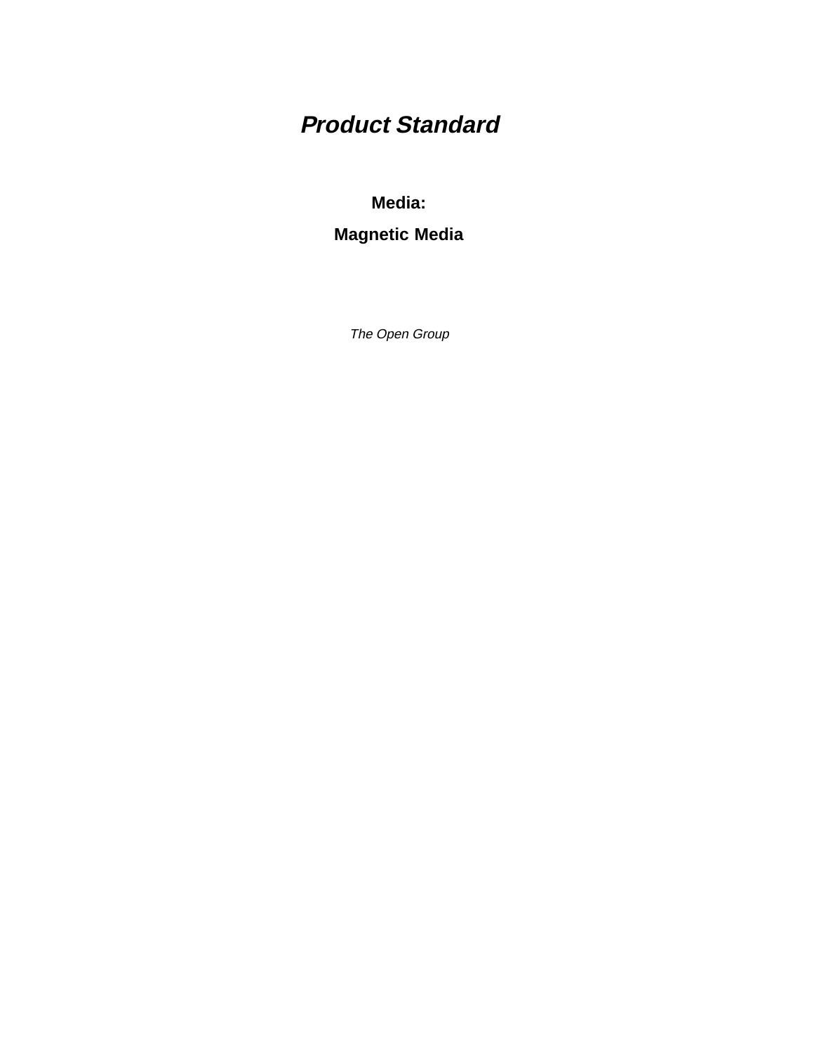# *Product Standard*

## Media:

## Magnetic Media

*The Open Group*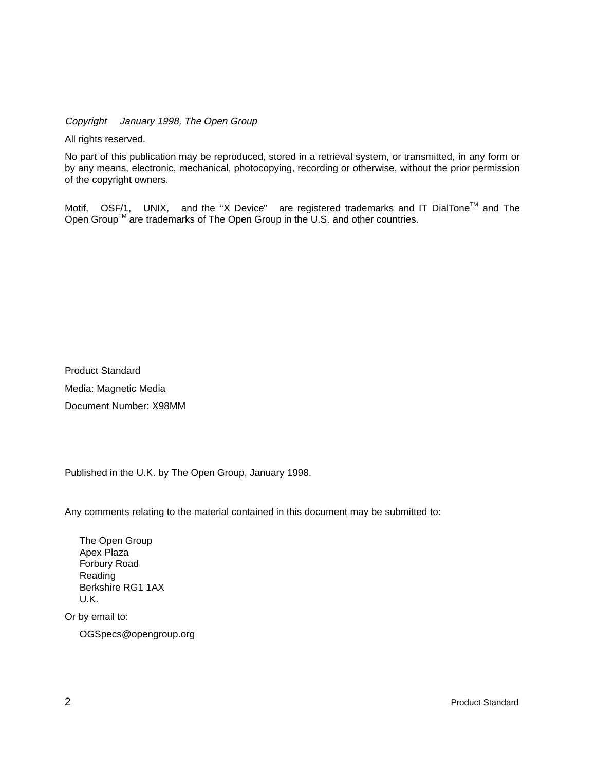*Copyright January 1998, The Open Group*

All rights reserved.

No part of this publication may be reproduced, stored in a retrieval system, or transmitted, in any form or by any means, electronic, mechanical, photocopying, recording or otherwise, without the prior permission of the copyright owners.

Motif, OSF/1, UNIX, and the ''X Device'' are registered trademarks and IT DialTone™ and The Open Group™ are trademarks of The Open Group in the U.S. and other countries.

Product Standard

Media: Magnetic Media

Document Number: X98MM

Published in the U.K. by The Open Group, January 1998.

Any comments relating to the material contained in this document may be submitted to:

> The Open Group
> Apex Plaza
> Forbury Road
> Reading
> Berkshire RG1 1AX
> U.K.

Or by email to:

> OGSpecs@opengroup.org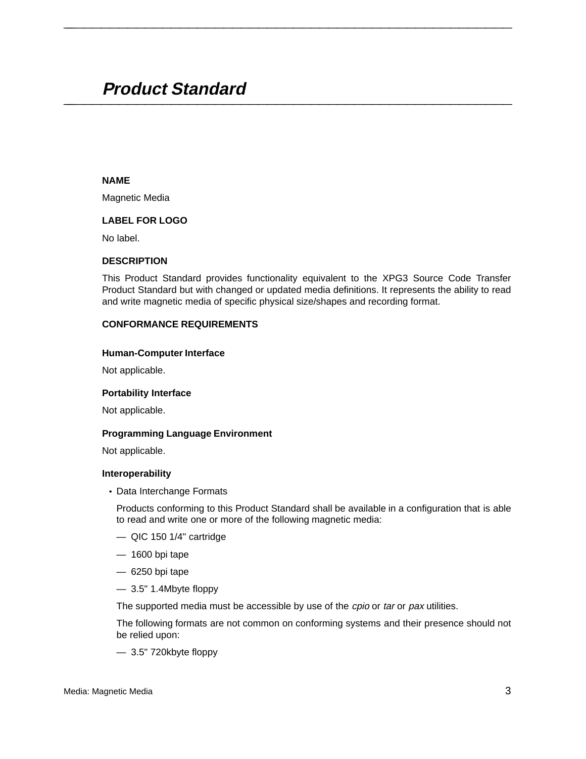# *Product Standard*

**NAME**

Magnetic Media

**LABEL FOR LOGO**

No label.

**DESCRIPTION**

This Product Standard provides functionality equivalent to the XPG3 Source Code Transfer Product Standard but with changed or updated media definitions. It represents the ability to read and write magnetic media of specific physical size/shapes and recording format.

**CONFORMANCE REQUIREMENTS**

**Human-Computer Interface**

Not applicable.

**Portability Interface**

Not applicable.

**Programming Language Environment**

Not applicable.

**Interoperability**

- Data Interchange Formats

  Products conforming to this Product Standard shall be available in a configuration that is able to read and write one or more of the following magnetic media:

  — QIC 150 1/4" cartridge

  — 1600 bpi tape

  — 6250 bpi tape

  — 3.5" 1.4Mbyte floppy

  The supported media must be accessible by use of the *cpio* or *tar* or *pax* utilities.

  The following formats are not common on conforming systems and their presence should not be relied upon:

  — 3.5" 720kbyte floppy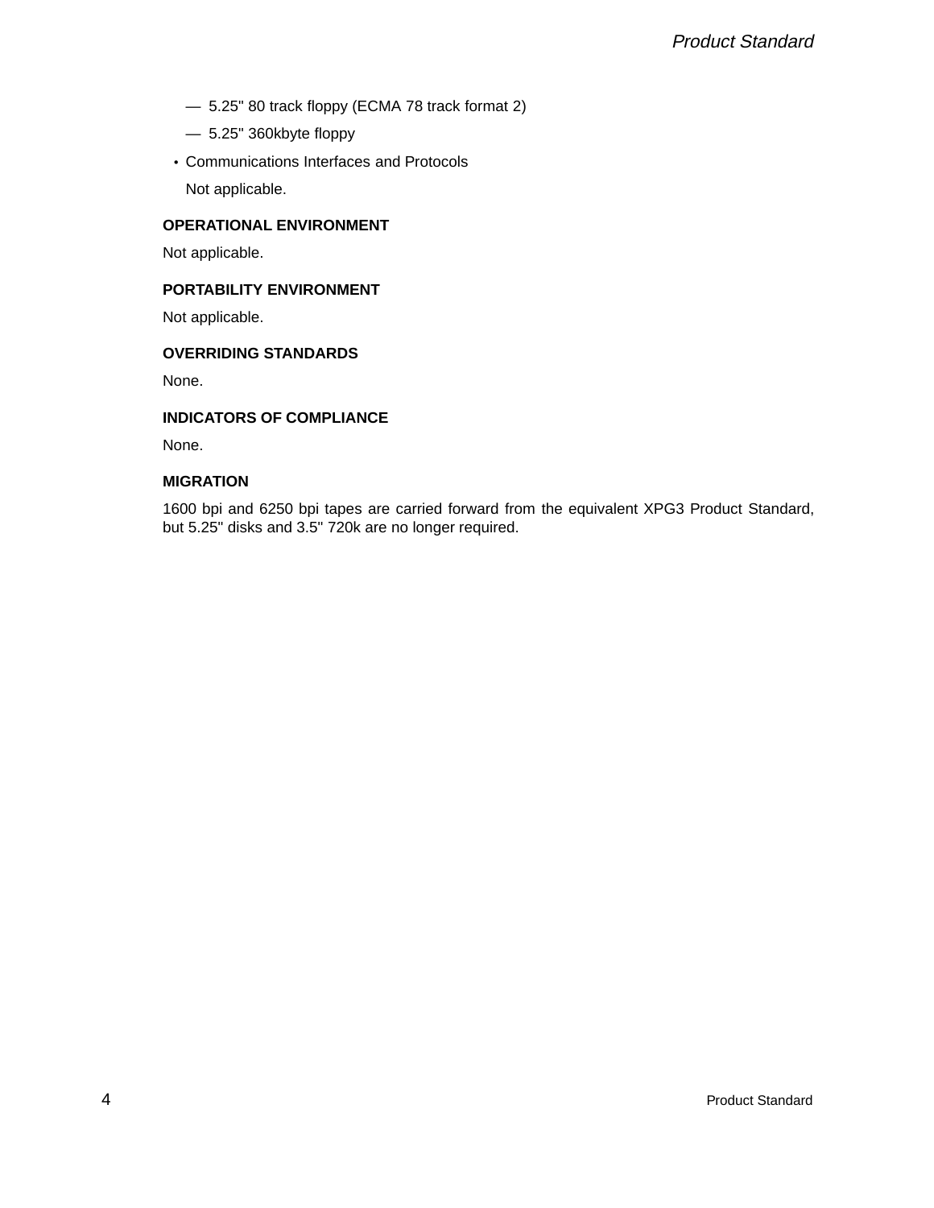- 5.25" 80 track floppy (ECMA 78 track format 2)
    - 5.25" 360kbyte floppy

- Communications Interfaces and Protocols

  Not applicable.

**OPERATIONAL ENVIRONMENT**

Not applicable.

**PORTABILITY ENVIRONMENT**

Not applicable.

**OVERRIDING STANDARDS**

None.

**INDICATORS OF COMPLIANCE**

None.

**MIGRATION**

1600 bpi and 6250 bpi tapes are carried forward from the equivalent XPG3 Product Standard, but 5.25" disks and 3.5" 720k are no longer required.